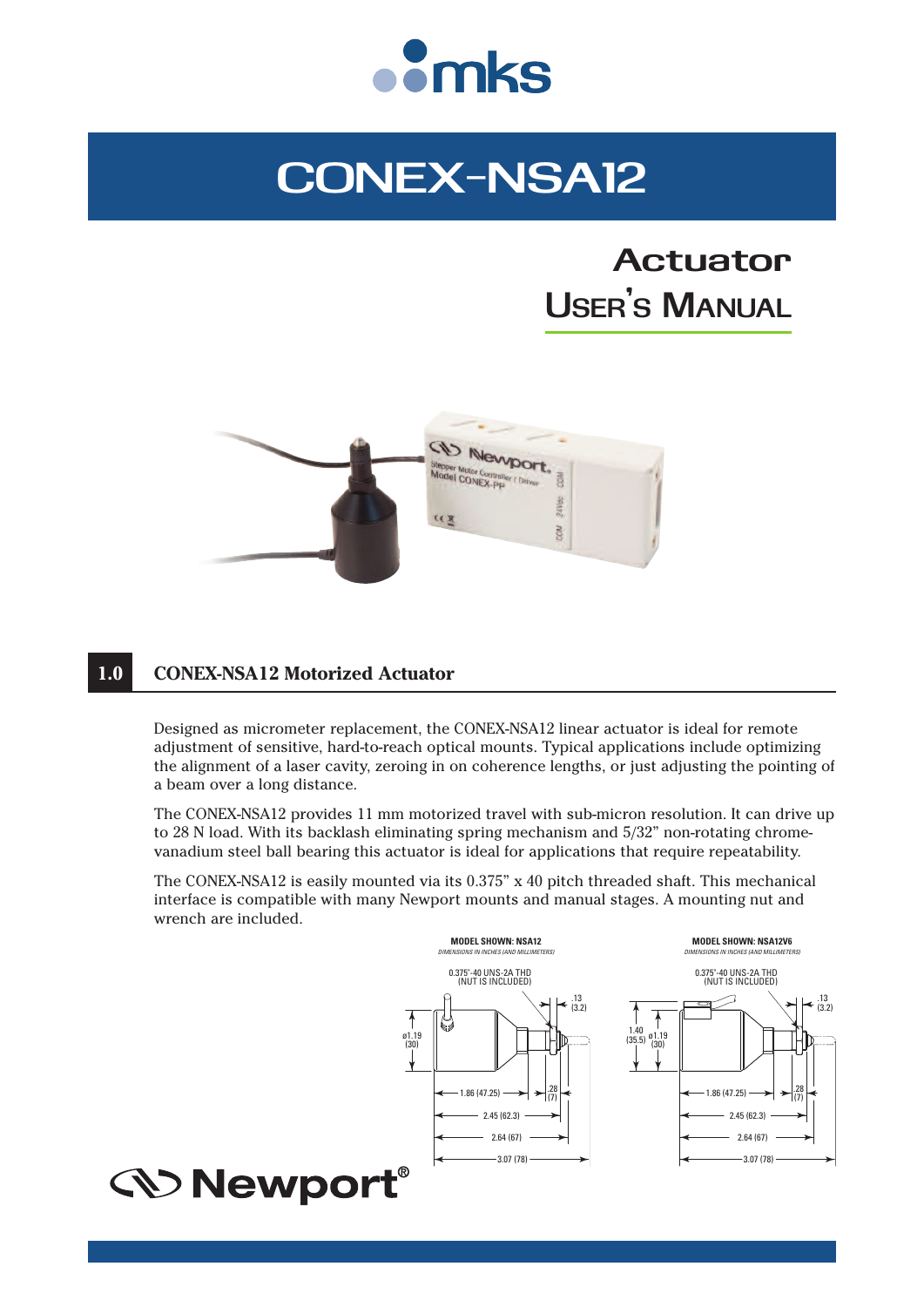# CONEX-NSA12

## Actuator User's Manual

## 1.0 CONEX-NSA12 Motorized Actuator

Designed as micrometer replacement, the CONEX-NSA12 linear actuator is ideal for remote adjustment of sensitive, hard-to-reach optical mounts. Typical applications include optimizing the alignment of a laser cavity, zeroing in on coherence lengths, or just adjusting the pointing of a beam over a long distance.

The CONEX-NSA12 provides 11 mm motorized travel with sub-micron resolution. It can drive up to 28 N load. With its backlash eliminating spring mechanism and 5/32" non-rotating chrome-vanadium steel ball bearing this actuator is ideal for applications that require repeatability.

The CONEX-NSA12 is easily mounted via its 0.375" x 40 pitch threaded shaft. This mechanical interface is compatible with many Newport mounts and manual stages. A mounting nut and wrench are included.

**MODEL SHOWN: NSA12**
*DIMENSIONS IN INCHES (AND MILLIMETERS)*

0.375"-40 UNS-2A THD (NUT IS INCLUDED)

ø1.19 (30); .13 (3.2); 1.86 (47.25); .28 (7); 2.45 (62.3); 2.64 (67); 3.07 (78)

**MODEL SHOWN: NSA12V6**
*DIMENSIONS IN INCHES (AND MILLIMETERS)*

0.375"-40 UNS-2A THD (NUT IS INCLUDED)

1.40 (35.5); ø1.19 (30); .13 (3.2); 1.86 (47.25); .28 (7); 2.45 (62.3); 2.64 (67); 3.07 (78)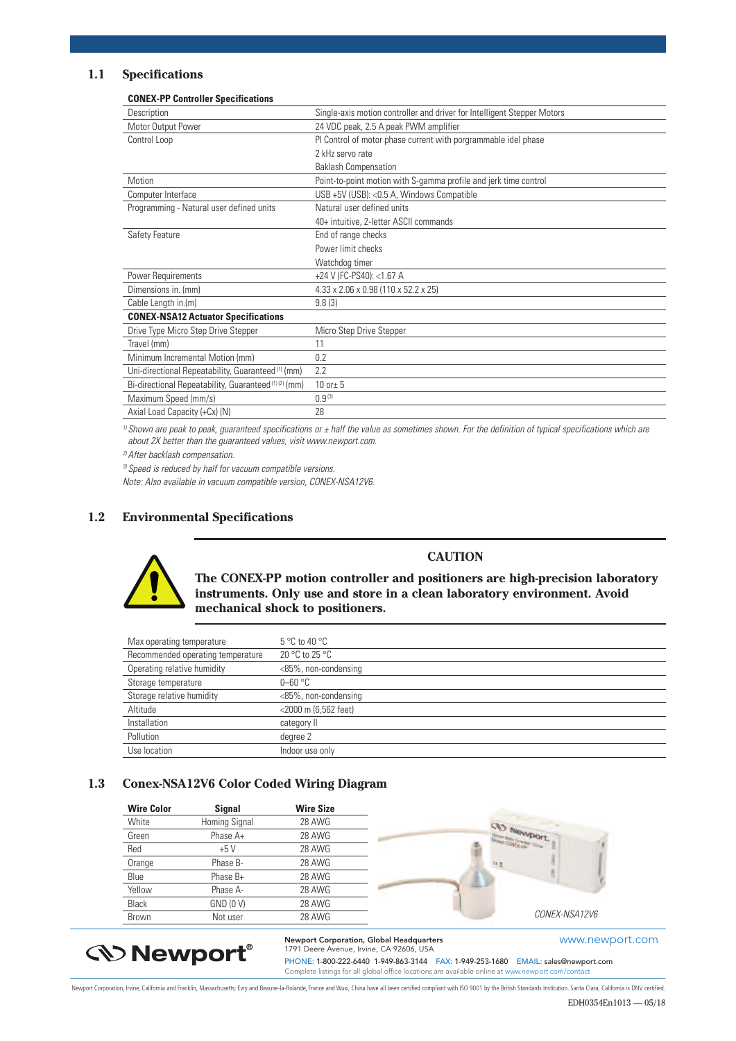## 1.1 Specifications

**CONEX-PP Controller Specifications**

| | |
|---|---|
| Description | Single-axis motion controller and driver for Intelligent Stepper Motors |
| Motor Output Power | 24 VDC peak, 2.5 A peak PWM amplifier |
| Control Loop | PI Control of motor phase current with porgrammable idel phase<br>2 kHz servo rate<br>Baklash Compensation |
| Motion | Point-to-point motion with S-gamma profile and jerk time control |
| Computer Interface | USB +5V (USB): <0.5 A, Windows Compatible |
| Programming - Natural user defined units | Natural user defined units<br>40+ intuitive, 2-letter ASCII commands |
| Safety Feature | End of range checks<br>Power limit checks<br>Watchdog timer |
| Power Requirements | +24 V (FC-PS40): <1.67 A |
| Dimensions in. (mm) | 4.33 x 2.06 x 0.98 (110 x 52.2 x 25) |
| Cable Length in.(m) | 9.8 (3) |
| **CONEX-NSA12 Actuator Specifications** | |
| Drive Type Micro Step Drive Stepper | Micro Step Drive Stepper |
| Travel (mm) | 11 |
| Minimum Incremental Motion (mm) | 0.2 |
| Uni-directional Repeatability, Guaranteed [1] (mm) | 2.2 |
| Bi-directional Repeatability, Guaranteed [1] [2] (mm) | 10 or± 5 |
| Maximum Speed (mm/s) | 0.9 [3] |
| Axial Load Capacity (+Cx) (N) | 28 |

*[1] Shown are peak to peak, guaranteed specifications or ± half the value as sometimes shown. For the definition of typical specifications which are about 2X better than the guaranteed values, visit www.newport.com.*

*[2] After backlash compensation.*

*[3] Speed is reduced by half for vacuum compatible versions.*

*Note: Also available in vacuum compatible version, CONEX-NSA12V6.*

## 1.2 Environmental Specifications

**CAUTION**

**The CONEX-PP motion controller and positioners are high-precision laboratory instruments. Only use and store in a clean laboratory environment. Avoid mechanical shock to positioners.**

| | |
|---|---|
| Max operating temperature | 5 °C to 40 °C |
| Recommended operating temperature | 20 °C to 25 °C |
| Operating relative humidity | <85%, non-condensing |
| Storage temperature | 0–60 °C |
| Storage relative humidity | <85%, non-condensing |
| Altitude | <2000 m (6,562 feet) |
| Installation | category II |
| Pollution | degree 2 |
| Use location | Indoor use only |

## 1.3 Conex-NSA12V6 Color Coded Wiring Diagram

| Wire Color | Signal | Wire Size |
|---|---|---|
| White | Homing Signal | 28 AWG |
| Green | Phase A+ | 28 AWG |
| Red | +5 V | 28 AWG |
| Orange | Phase B- | 28 AWG |
| Blue | Phase B+ | 28 AWG |
| Yellow | Phase A- | 28 AWG |
| Black | GND (0 V) | 28 AWG |
| Brown | Not user | 28 AWG |

*CONEX-NSA12V6*

**Newport Corporation, Global Headquarters**
1791 Deere Avenue, Irvine, CA 92606, USA

www.newport.com

PHONE: 1-800-222-6440 1-949-863-3144 FAX: 1-949-253-1680 EMAIL: sales@newport.com
Complete listings for all global office locations are available online at www.newport.com/contact

Newport Corporation, Irvine, California and Franklin, Massachusetts; Evry and Beaune-la-Rolande, France and Wuxi, China have all been certified compliant with ISO 9001 by the British Standards Institution. Santa Clara, California is DNV certified.

EDH0354En1013 — 05/18